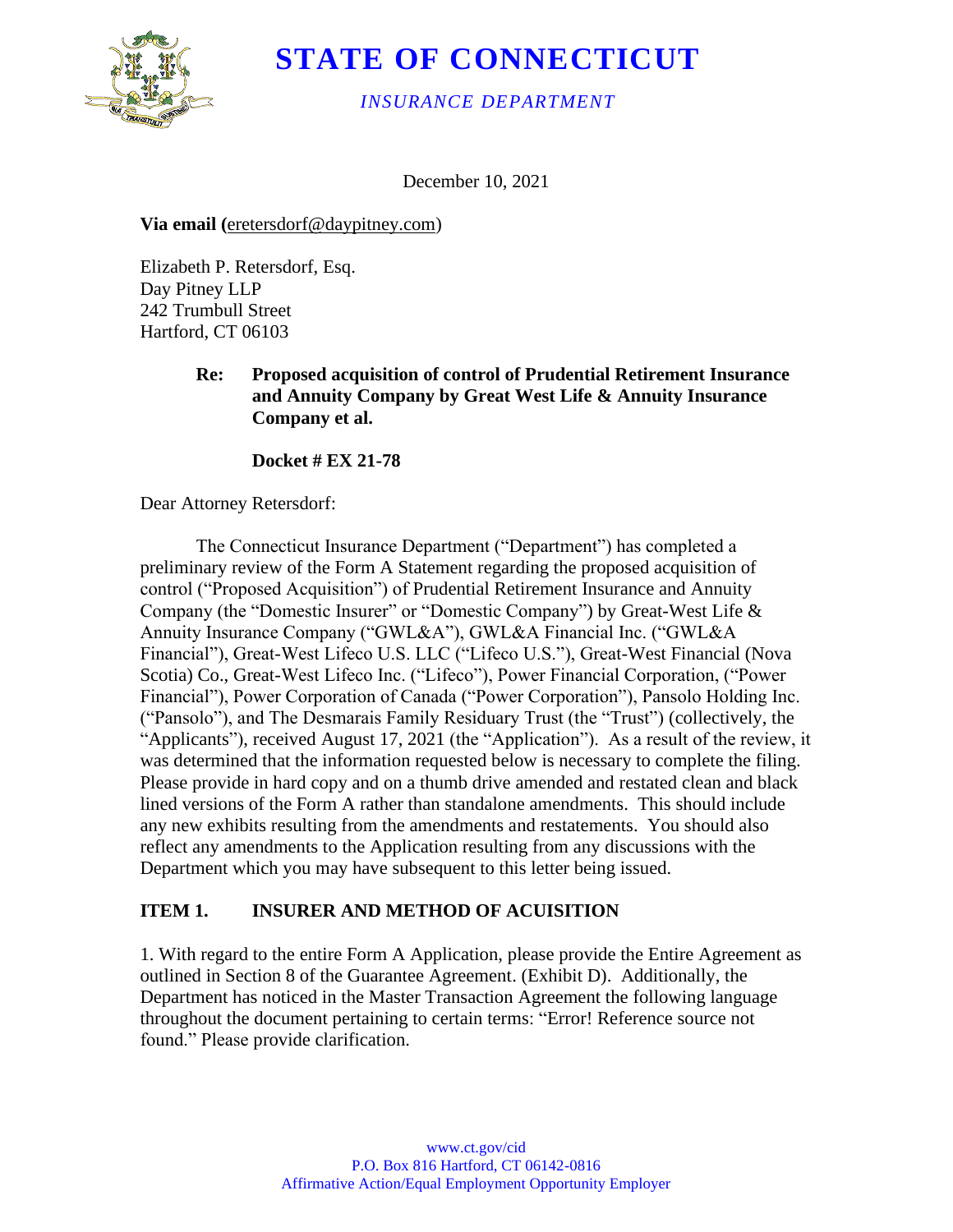# STATE OF CONNECTICUT

*INSURANCE DEPARTMENT*

December 10, 2021

**Via email (**eretersdorf@daypitney.com)

Elizabeth P. Retersdorf, Esq.
Day Pitney LLP
242 Trumbull Street
Hartford, CT 06103

**Re: Proposed acquisition of control of Prudential Retirement Insurance and Annuity Company by Great West Life & Annuity Insurance Company et al.**

**Docket # EX 21-78**

Dear Attorney Retersdorf:

The Connecticut Insurance Department ("Department") has completed a preliminary review of the Form A Statement regarding the proposed acquisition of control ("Proposed Acquisition") of Prudential Retirement Insurance and Annuity Company (the "Domestic Insurer" or "Domestic Company") by Great-West Life & Annuity Insurance Company ("GWL&A"), GWL&A Financial Inc. ("GWL&A Financial"), Great-West Lifeco U.S. LLC ("Lifeco U.S."), Great-West Financial (Nova Scotia) Co., Great-West Lifeco Inc. ("Lifeco"), Power Financial Corporation, ("Power Financial"), Power Corporation of Canada ("Power Corporation"), Pansolo Holding Inc. ("Pansolo"), and The Desmarais Family Residuary Trust (the "Trust") (collectively, the "Applicants"), received August 17, 2021 (the "Application"). As a result of the review, it was determined that the information requested below is necessary to complete the filing. Please provide in hard copy and on a thumb drive amended and restated clean and black lined versions of the Form A rather than standalone amendments. This should include any new exhibits resulting from the amendments and restatements. You should also reflect any amendments to the Application resulting from any discussions with the Department which you may have subsequent to this letter being issued.

## ITEM 1. INSURER AND METHOD OF ACUISITION

1. With regard to the entire Form A Application, please provide the Entire Agreement as outlined in Section 8 of the Guarantee Agreement. (Exhibit D). Additionally, the Department has noticed in the Master Transaction Agreement the following language throughout the document pertaining to certain terms: "Error! Reference source not found." Please provide clarification.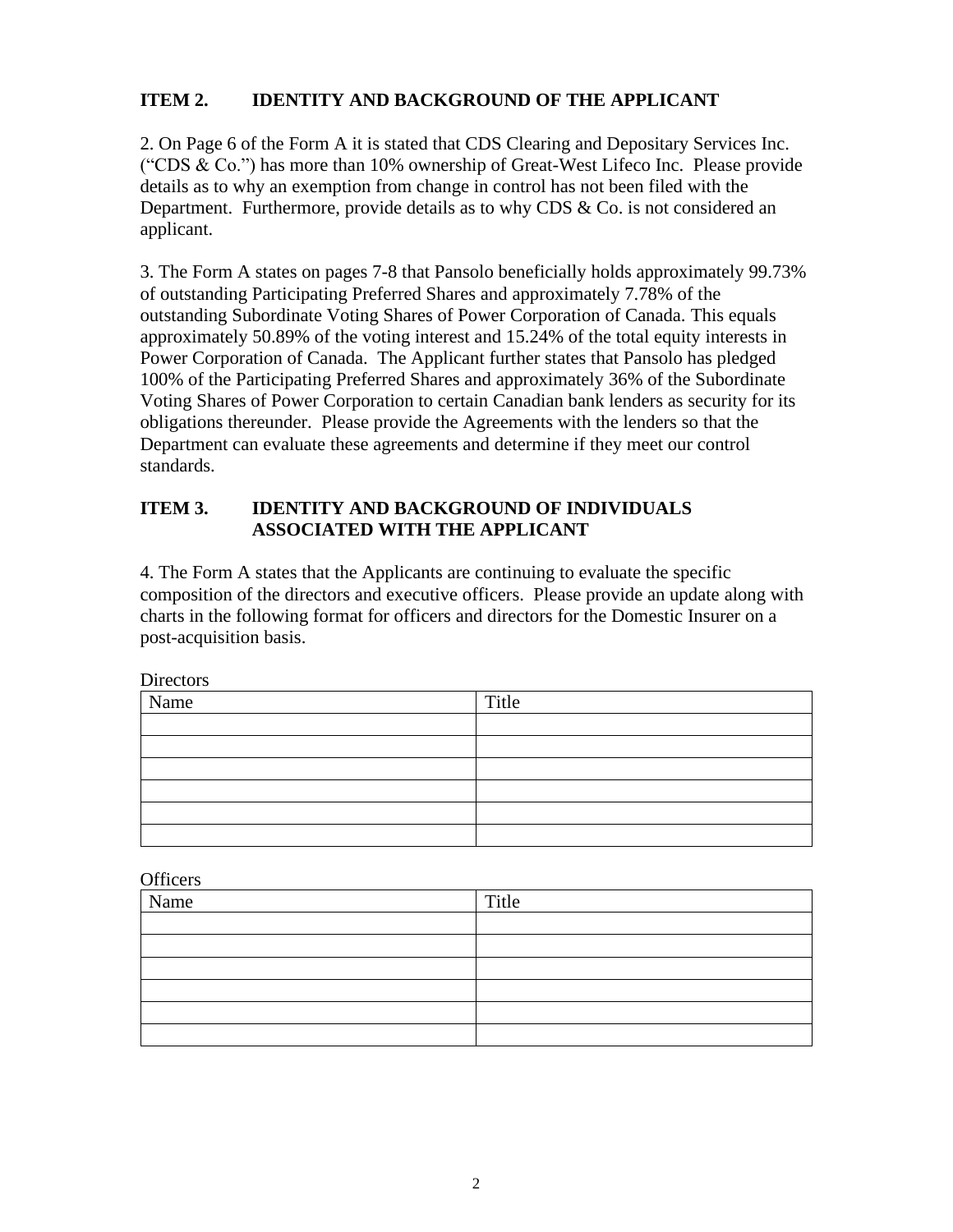## ITEM 2. IDENTITY AND BACKGROUND OF THE APPLICANT

2. On Page 6 of the Form A it is stated that CDS Clearing and Depositary Services Inc. ("CDS & Co.") has more than 10% ownership of Great-West Lifeco Inc. Please provide details as to why an exemption from change in control has not been filed with the Department. Furthermore, provide details as to why CDS & Co. is not considered an applicant.

3. The Form A states on pages 7-8 that Pansolo beneficially holds approximately 99.73% of outstanding Participating Preferred Shares and approximately 7.78% of the outstanding Subordinate Voting Shares of Power Corporation of Canada. This equals approximately 50.89% of the voting interest and 15.24% of the total equity interests in Power Corporation of Canada. The Applicant further states that Pansolo has pledged 100% of the Participating Preferred Shares and approximately 36% of the Subordinate Voting Shares of Power Corporation to certain Canadian bank lenders as security for its obligations thereunder. Please provide the Agreements with the lenders so that the Department can evaluate these agreements and determine if they meet our control standards.

## ITEM 3. IDENTITY AND BACKGROUND OF INDIVIDUALS ASSOCIATED WITH THE APPLICANT

4. The Form A states that the Applicants are continuing to evaluate the specific composition of the directors and executive officers. Please provide an update along with charts in the following format for officers and directors for the Domestic Insurer on a post-acquisition basis.

Directors

| Name | Title |
| --- | --- |
| | |
| | |
| | |
| | |
| | |
| | |

Officers

| Name | Title |
| --- | --- |
| | |
| | |
| | |
| | |
| | |
| | |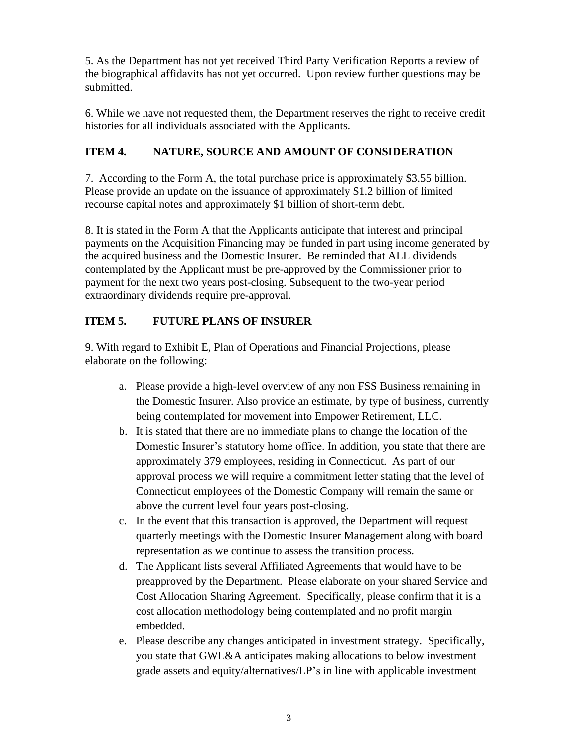5. As the Department has not yet received Third Party Verification Reports a review of the biographical affidavits has not yet occurred. Upon review further questions may be submitted.

6. While we have not requested them, the Department reserves the right to receive credit histories for all individuals associated with the Applicants.

## ITEM 4. NATURE, SOURCE AND AMOUNT OF CONSIDERATION

7. According to the Form A, the total purchase price is approximately $3.55 billion. Please provide an update on the issuance of approximately $1.2 billion of limited recourse capital notes and approximately $1 billion of short-term debt.

8. It is stated in the Form A that the Applicants anticipate that interest and principal payments on the Acquisition Financing may be funded in part using income generated by the acquired business and the Domestic Insurer. Be reminded that ALL dividends contemplated by the Applicant must be pre-approved by the Commissioner prior to payment for the next two years post-closing. Subsequent to the two-year period extraordinary dividends require pre-approval.

## ITEM 5. FUTURE PLANS OF INSURER

9. With regard to Exhibit E, Plan of Operations and Financial Projections, please elaborate on the following:

a. Please provide a high-level overview of any non FSS Business remaining in the Domestic Insurer. Also provide an estimate, by type of business, currently being contemplated for movement into Empower Retirement, LLC.

b. It is stated that there are no immediate plans to change the location of the Domestic Insurer's statutory home office. In addition, you state that there are approximately 379 employees, residing in Connecticut. As part of our approval process we will require a commitment letter stating that the level of Connecticut employees of the Domestic Company will remain the same or above the current level four years post-closing.

c. In the event that this transaction is approved, the Department will request quarterly meetings with the Domestic Insurer Management along with board representation as we continue to assess the transition process.

d. The Applicant lists several Affiliated Agreements that would have to be preapproved by the Department. Please elaborate on your shared Service and Cost Allocation Sharing Agreement. Specifically, please confirm that it is a cost allocation methodology being contemplated and no profit margin embedded.

e. Please describe any changes anticipated in investment strategy. Specifically, you state that GWL&A anticipates making allocations to below investment grade assets and equity/alternatives/LP's in line with applicable investment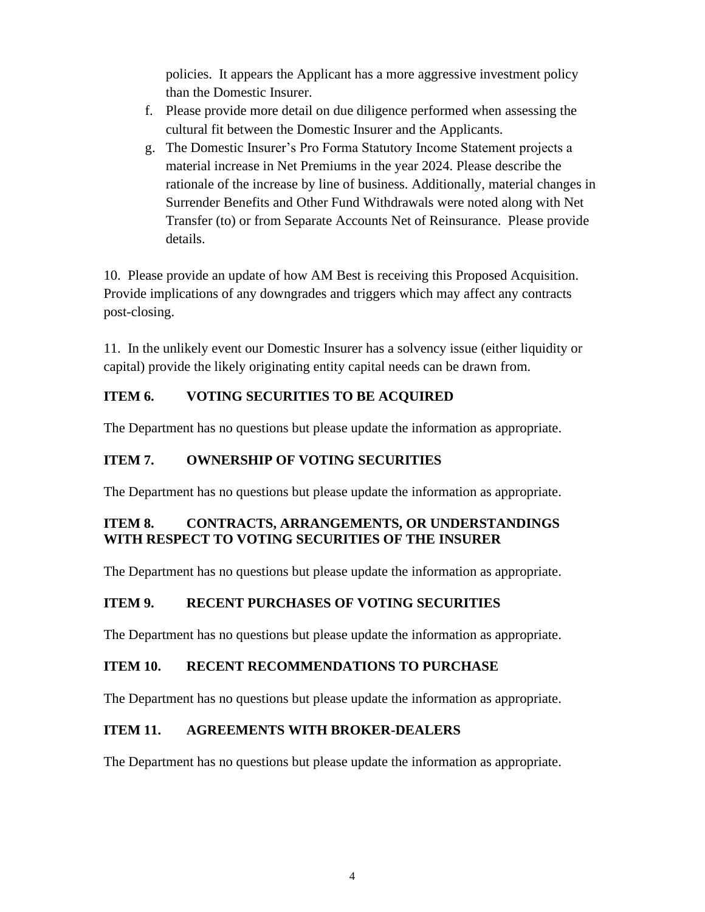policies. It appears the Applicant has a more aggressive investment policy than the Domestic Insurer.

f. Please provide more detail on due diligence performed when assessing the cultural fit between the Domestic Insurer and the Applicants.

g. The Domestic Insurer's Pro Forma Statutory Income Statement projects a material increase in Net Premiums in the year 2024. Please describe the rationale of the increase by line of business. Additionally, material changes in Surrender Benefits and Other Fund Withdrawals were noted along with Net Transfer (to) or from Separate Accounts Net of Reinsurance. Please provide details.

10. Please provide an update of how AM Best is receiving this Proposed Acquisition. Provide implications of any downgrades and triggers which may affect any contracts post-closing.

11. In the unlikely event our Domestic Insurer has a solvency issue (either liquidity or capital) provide the likely originating entity capital needs can be drawn from.

**ITEM 6. VOTING SECURITIES TO BE ACQUIRED**

The Department has no questions but please update the information as appropriate.

**ITEM 7. OWNERSHIP OF VOTING SECURITIES**

The Department has no questions but please update the information as appropriate.

**ITEM 8. CONTRACTS, ARRANGEMENTS, OR UNDERSTANDINGS WITH RESPECT TO VOTING SECURITIES OF THE INSURER**

The Department has no questions but please update the information as appropriate.

**ITEM 9. RECENT PURCHASES OF VOTING SECURITIES**

The Department has no questions but please update the information as appropriate.

**ITEM 10. RECENT RECOMMENDATIONS TO PURCHASE**

The Department has no questions but please update the information as appropriate.

**ITEM 11. AGREEMENTS WITH BROKER-DEALERS**

The Department has no questions but please update the information as appropriate.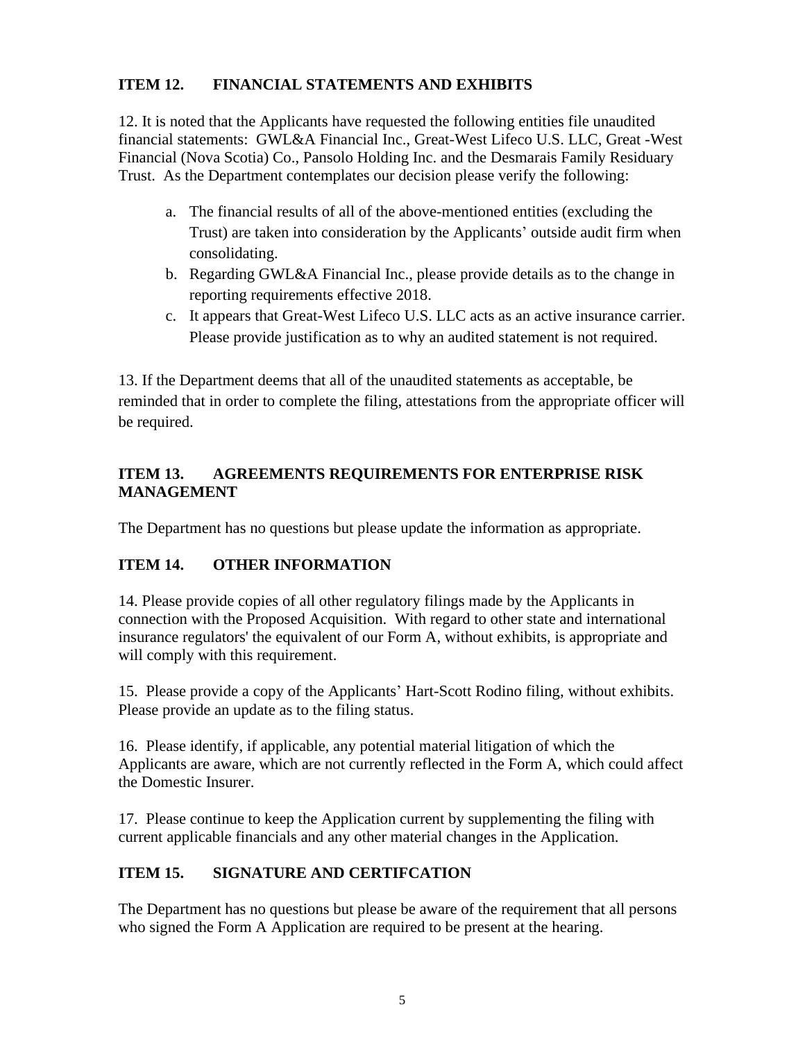## ITEM 12. FINANCIAL STATEMENTS AND EXHIBITS

12. It is noted that the Applicants have requested the following entities file unaudited financial statements: GWL&A Financial Inc., Great-West Lifeco U.S. LLC, Great -West Financial (Nova Scotia) Co., Pansolo Holding Inc. and the Desmarais Family Residuary Trust. As the Department contemplates our decision please verify the following:

a. The financial results of all of the above-mentioned entities (excluding the Trust) are taken into consideration by the Applicants' outside audit firm when consolidating.
b. Regarding GWL&A Financial Inc., please provide details as to the change in reporting requirements effective 2018.
c. It appears that Great-West Lifeco U.S. LLC acts as an active insurance carrier. Please provide justification as to why an audited statement is not required.

13. If the Department deems that all of the unaudited statements as acceptable, be reminded that in order to complete the filing, attestations from the appropriate officer will be required.

## ITEM 13. AGREEMENTS REQUIREMENTS FOR ENTERPRISE RISK MANAGEMENT

The Department has no questions but please update the information as appropriate.

## ITEM 14. OTHER INFORMATION

14. Please provide copies of all other regulatory filings made by the Applicants in connection with the Proposed Acquisition. With regard to other state and international insurance regulators' the equivalent of our Form A, without exhibits, is appropriate and will comply with this requirement.

15. Please provide a copy of the Applicants' Hart-Scott Rodino filing, without exhibits. Please provide an update as to the filing status.

16. Please identify, if applicable, any potential material litigation of which the Applicants are aware, which are not currently reflected in the Form A, which could affect the Domestic Insurer.

17. Please continue to keep the Application current by supplementing the filing with current applicable financials and any other material changes in the Application.

## ITEM 15. SIGNATURE AND CERTIFCATION

The Department has no questions but please be aware of the requirement that all persons who signed the Form A Application are required to be present at the hearing.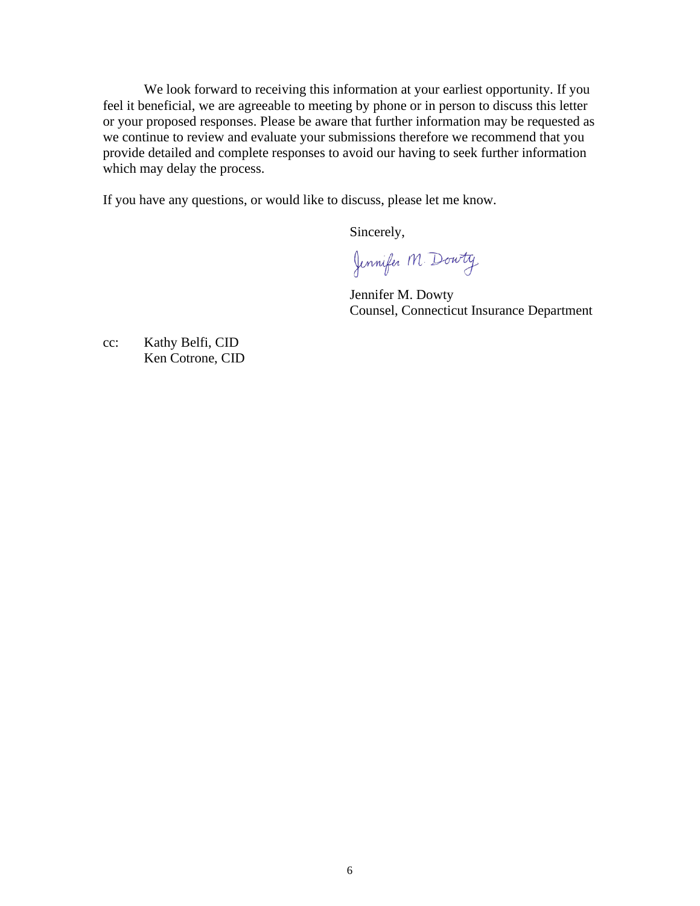We look forward to receiving this information at your earliest opportunity. If you feel it beneficial, we are agreeable to meeting by phone or in person to discuss this letter or your proposed responses. Please be aware that further information may be requested as we continue to review and evaluate your submissions therefore we recommend that you provide detailed and complete responses to avoid our having to seek further information which may delay the process.

If you have any questions, or would like to discuss, please let me know.

Sincerely,

Jennifer M. Dowty

Jennifer M. Dowty
Counsel, Connecticut Insurance Department

cc: Kathy Belfi, CID
Ken Cotrone, CID